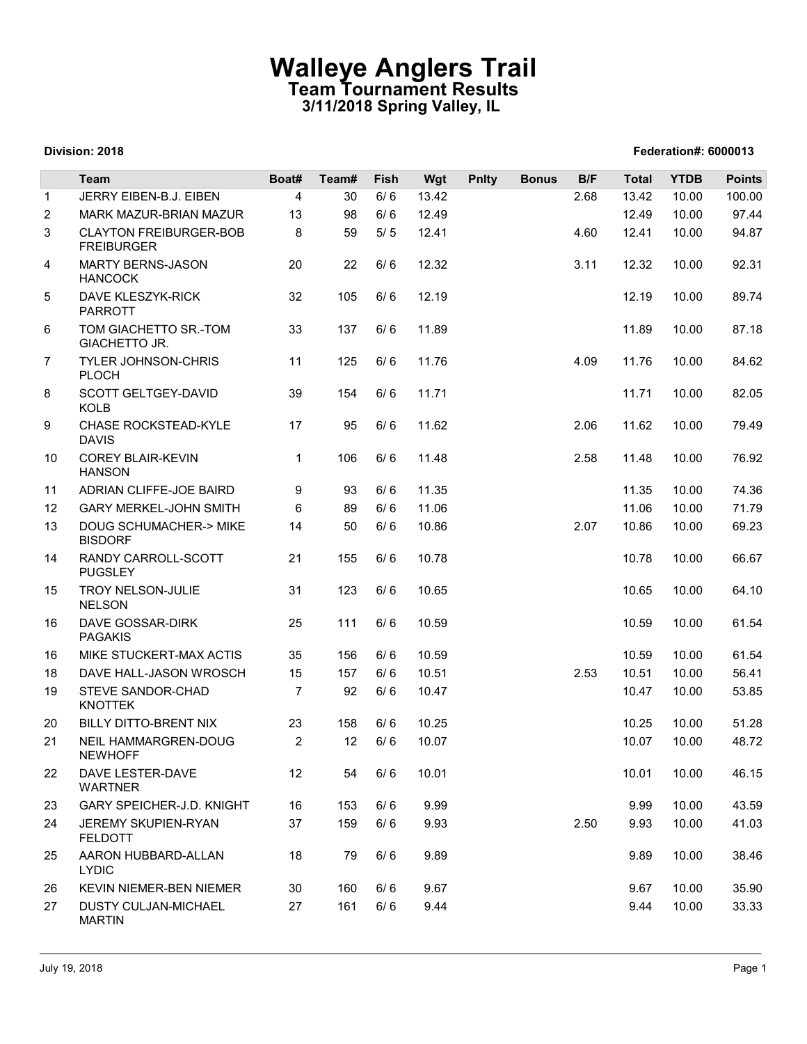# Walleye Anglers Trail

## Team Tournament Results

### 3/11/2018 Spring Valley, IL

**Division: 2018** **Federation#: 6000013**

| | Team | Boat# | Team# | Fish | Wgt | Pnlty | Bonus | B/F | Total | YTDB | Points |
|---|---|---|---|---|---|---|---|---|---|---|---|
| 1 | JERRY EIBEN-B.J. EIBEN | 4 | 30 | 6/ 6 | 13.42 | | | 2.68 | 13.42 | 10.00 | 100.00 |
| 2 | MARK MAZUR-BRIAN MAZUR | 13 | 98 | 6/ 6 | 12.49 | | | | 12.49 | 10.00 | 97.44 |
| 3 | CLAYTON FREIBURGER-BOB FREIBURGER | 8 | 59 | 5/ 5 | 12.41 | | | 4.60 | 12.41 | 10.00 | 94.87 |
| 4 | MARTY BERNS-JASON HANCOCK | 20 | 22 | 6/ 6 | 12.32 | | | 3.11 | 12.32 | 10.00 | 92.31 |
| 5 | DAVE KLESZYK-RICK PARROTT | 32 | 105 | 6/ 6 | 12.19 | | | | 12.19 | 10.00 | 89.74 |
| 6 | TOM GIACHETTO SR.-TOM GIACHETTO JR. | 33 | 137 | 6/ 6 | 11.89 | | | | 11.89 | 10.00 | 87.18 |
| 7 | TYLER JOHNSON-CHRIS PLOCH | 11 | 125 | 6/ 6 | 11.76 | | | 4.09 | 11.76 | 10.00 | 84.62 |
| 8 | SCOTT GELTGEY-DAVID KOLB | 39 | 154 | 6/ 6 | 11.71 | | | | 11.71 | 10.00 | 82.05 |
| 9 | CHASE ROCKSTEAD-KYLE DAVIS | 17 | 95 | 6/ 6 | 11.62 | | | 2.06 | 11.62 | 10.00 | 79.49 |
| 10 | COREY BLAIR-KEVIN HANSON | 1 | 106 | 6/ 6 | 11.48 | | | 2.58 | 11.48 | 10.00 | 76.92 |
| 11 | ADRIAN CLIFFE-JOE BAIRD | 9 | 93 | 6/ 6 | 11.35 | | | | 11.35 | 10.00 | 74.36 |
| 12 | GARY MERKEL-JOHN SMITH | 6 | 89 | 6/ 6 | 11.06 | | | | 11.06 | 10.00 | 71.79 |
| 13 | DOUG SCHUMACHER-> MIKE BISDORF | 14 | 50 | 6/ 6 | 10.86 | | | 2.07 | 10.86 | 10.00 | 69.23 |
| 14 | RANDY CARROLL-SCOTT PUGSLEY | 21 | 155 | 6/ 6 | 10.78 | | | | 10.78 | 10.00 | 66.67 |
| 15 | TROY NELSON-JULIE NELSON | 31 | 123 | 6/ 6 | 10.65 | | | | 10.65 | 10.00 | 64.10 |
| 16 | DAVE GOSSAR-DIRK PAGAKIS | 25 | 111 | 6/ 6 | 10.59 | | | | 10.59 | 10.00 | 61.54 |
| 16 | MIKE STUCKERT-MAX ACTIS | 35 | 156 | 6/ 6 | 10.59 | | | | 10.59 | 10.00 | 61.54 |
| 18 | DAVE HALL-JASON WROSCH | 15 | 157 | 6/ 6 | 10.51 | | | 2.53 | 10.51 | 10.00 | 56.41 |
| 19 | STEVE SANDOR-CHAD KNOTTEK | 7 | 92 | 6/ 6 | 10.47 | | | | 10.47 | 10.00 | 53.85 |
| 20 | BILLY DITTO-BRENT NIX | 23 | 158 | 6/ 6 | 10.25 | | | | 10.25 | 10.00 | 51.28 |
| 21 | NEIL HAMMARGREN-DOUG NEWHOFF | 2 | 12 | 6/ 6 | 10.07 | | | | 10.07 | 10.00 | 48.72 |
| 22 | DAVE LESTER-DAVE WARTNER | 12 | 54 | 6/ 6 | 10.01 | | | | 10.01 | 10.00 | 46.15 |
| 23 | GARY SPEICHER-J.D. KNIGHT | 16 | 153 | 6/ 6 | 9.99 | | | | 9.99 | 10.00 | 43.59 |
| 24 | JEREMY SKUPIEN-RYAN FELDOTT | 37 | 159 | 6/ 6 | 9.93 | | | 2.50 | 9.93 | 10.00 | 41.03 |
| 25 | AARON HUBBARD-ALLAN LYDIC | 18 | 79 | 6/ 6 | 9.89 | | | | 9.89 | 10.00 | 38.46 |
| 26 | KEVIN NIEMER-BEN NIEMER | 30 | 160 | 6/ 6 | 9.67 | | | | 9.67 | 10.00 | 35.90 |
| 27 | DUSTY CULJAN-MICHAEL MARTIN | 27 | 161 | 6/ 6 | 9.44 | | | | 9.44 | 10.00 | 33.33 |

July 19, 2018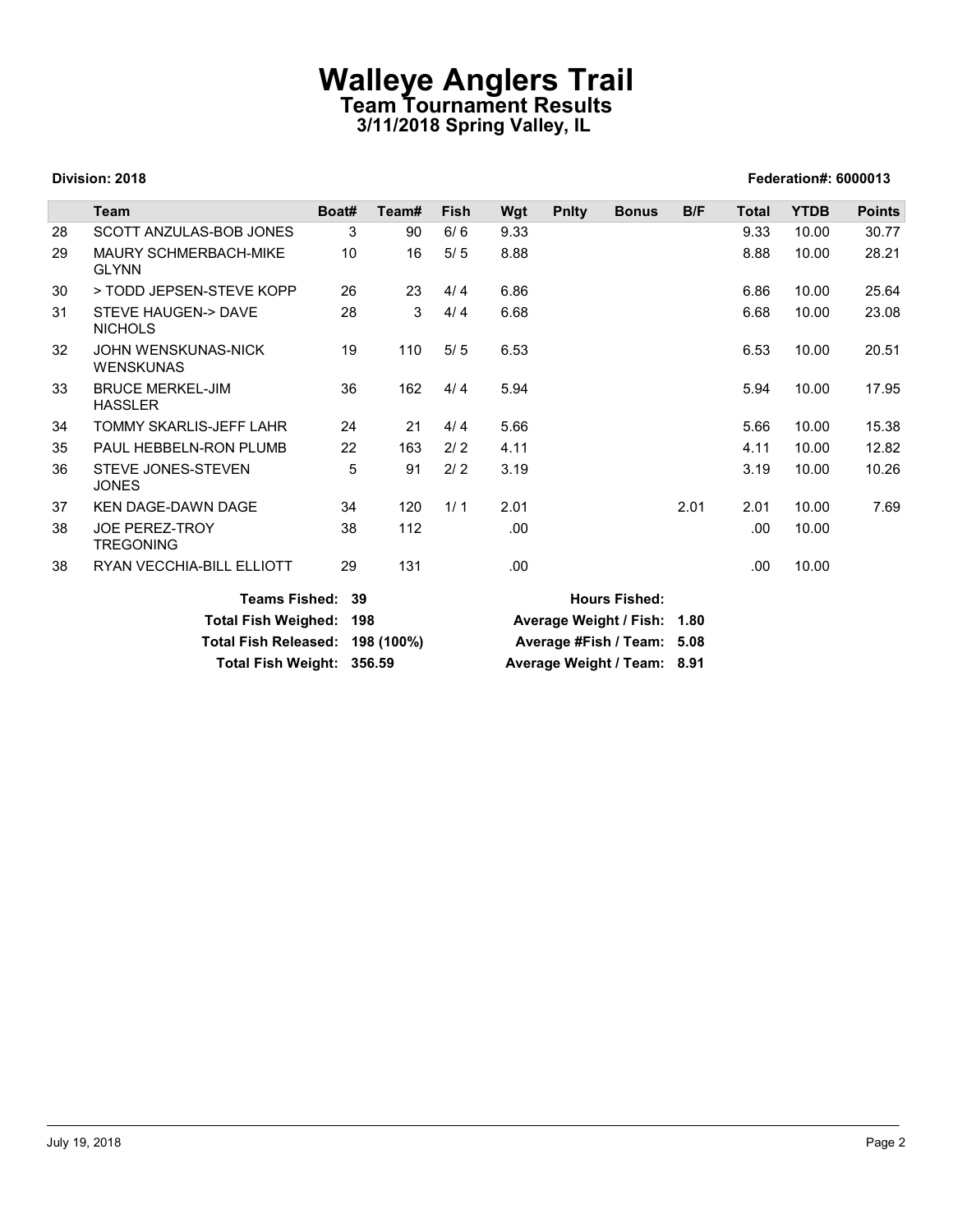# Walleye Anglers Trail

## Team Tournament Results

### 3/11/2018 Spring Valley, IL

**Division: 2018** **Federation#: 6000013**

| | Team | Boat# | Team# | Fish | Wgt | Pnlty | Bonus | B/F | Total | YTDB | Points |
|---|---|---|---|---|---|---|---|---|---|---|---|
| 28 | SCOTT ANZULAS-BOB JONES | 3 | 90 | 6/ 6 | 9.33 | | | | 9.33 | 10.00 | 30.77 |
| 29 | MAURY SCHMERBACH-MIKE GLYNN | 10 | 16 | 5/ 5 | 8.88 | | | | 8.88 | 10.00 | 28.21 |
| 30 | > TODD JEPSEN-STEVE KOPP | 26 | 23 | 4/ 4 | 6.86 | | | | 6.86 | 10.00 | 25.64 |
| 31 | STEVE HAUGEN-> DAVE NICHOLS | 28 | 3 | 4/ 4 | 6.68 | | | | 6.68 | 10.00 | 23.08 |
| 32 | JOHN WENSKUNAS-NICK WENSKUNAS | 19 | 110 | 5/ 5 | 6.53 | | | | 6.53 | 10.00 | 20.51 |
| 33 | BRUCE MERKEL-JIM HASSLER | 36 | 162 | 4/ 4 | 5.94 | | | | 5.94 | 10.00 | 17.95 |
| 34 | TOMMY SKARLIS-JEFF LAHR | 24 | 21 | 4/ 4 | 5.66 | | | | 5.66 | 10.00 | 15.38 |
| 35 | PAUL HEBBELN-RON PLUMB | 22 | 163 | 2/ 2 | 4.11 | | | | 4.11 | 10.00 | 12.82 |
| 36 | STEVE JONES-STEVEN JONES | 5 | 91 | 2/ 2 | 3.19 | | | | 3.19 | 10.00 | 10.26 |
| 37 | KEN DAGE-DAWN DAGE | 34 | 120 | 1/ 1 | 2.01 | | | 2.01 | 2.01 | 10.00 | 7.69 |
| 38 | JOE PEREZ-TROY TREGONING | 38 | 112 | | .00 | | | | .00 | 10.00 | |
| 38 | RYAN VECCHIA-BILL ELLIOTT | 29 | 131 | | .00 | | | | .00 | 10.00 | |

**Teams Fished:** 39
**Total Fish Weighed:** 198
**Total Fish Released:** 198 (100%)
**Total Fish Weight:** 356.59

**Hours Fished:**
**Average Weight / Fish:** 1.80
**Average #Fish / Team:** 5.08
**Average Weight / Team:** 8.91

July 19, 2018